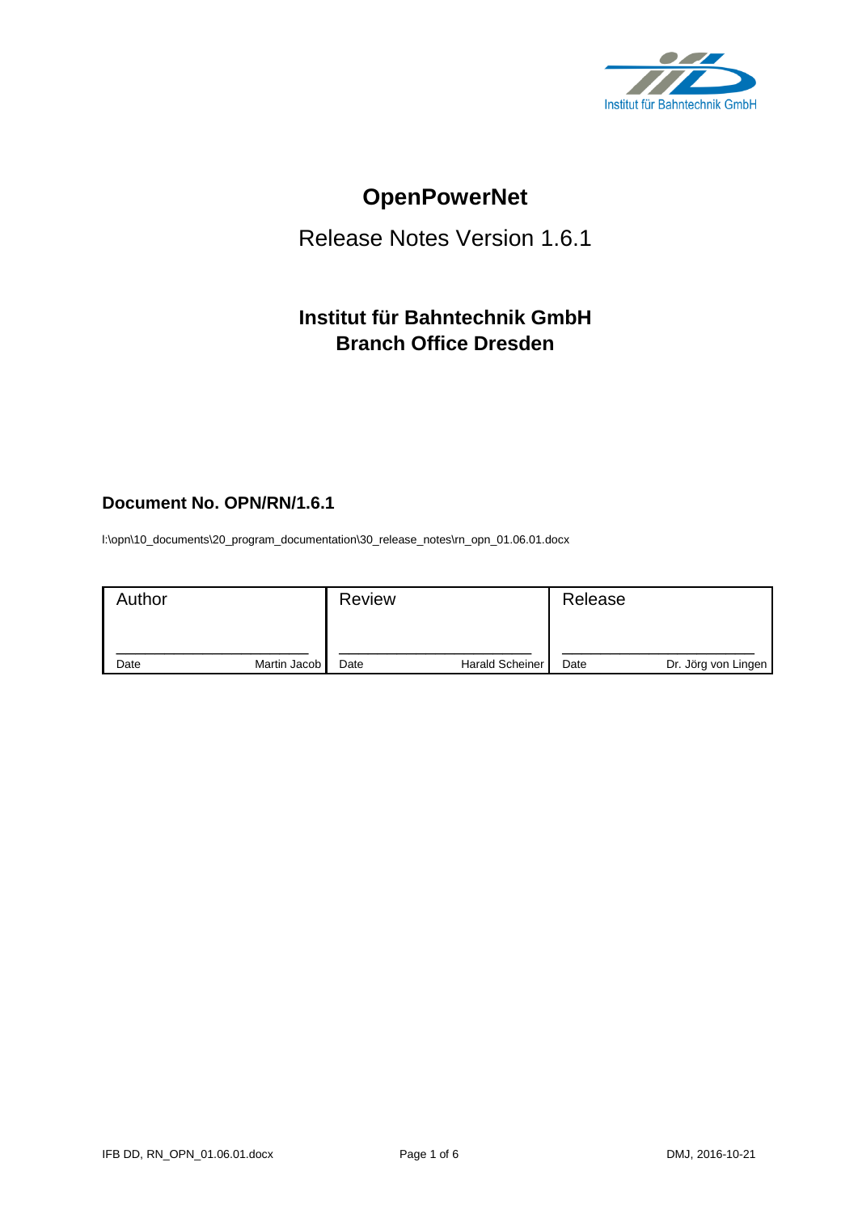Institut für Bahntechnik GmbH

# OpenPowerNet

## Release Notes Version 1.6.1

### Institut für Bahntechnik GmbH
### Branch Office Dresden

**Document No. OPN/RN/1.6.1**

I:\opn\10_documents\20_program_documentation\30_release_notes\rn_opn_01.06.01.docx

| Author | Review | Release |
|---|---|---|
| Date Martin Jacob | Date Harald Scheiner | Date Dr. Jörg von Lingen |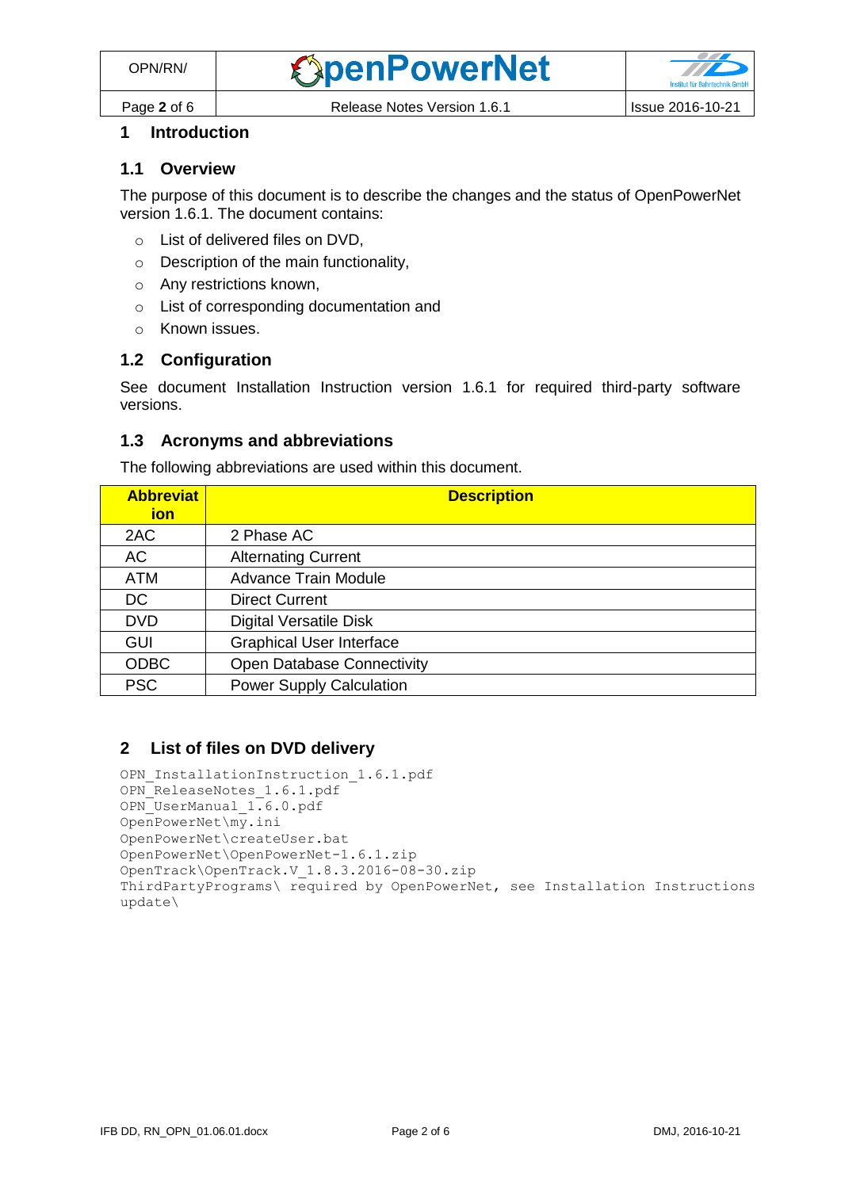# 1 Introduction

## 1.1 Overview

The purpose of this document is to describe the changes and the status of OpenPowerNet version 1.6.1. The document contains:

- List of delivered files on DVD,
- Description of the main functionality,
- Any restrictions known,
- List of corresponding documentation and
- Known issues.

## 1.2 Configuration

See document Installation Instruction version 1.6.1 for required third-party software versions.

## 1.3 Acronyms and abbreviations

The following abbreviations are used within this document.

| Abbreviation | Description |
|---|---|
| 2AC | 2 Phase AC |
| AC | Alternating Current |
| ATM | Advance Train Module |
| DC | Direct Current |
| DVD | Digital Versatile Disk |
| GUI | Graphical User Interface |
| ODBC | Open Database Connectivity |
| PSC | Power Supply Calculation |

# 2 List of files on DVD delivery

```
OPN_InstallationInstruction_1.6.1.pdf
OPN_ReleaseNotes_1.6.1.pdf
OPN_UserManual_1.6.0.pdf
OpenPowerNet\my.ini
OpenPowerNet\createUser.bat
OpenPowerNet\OpenPowerNet-1.6.1.zip
OpenTrack\OpenTrack.V_1.8.3.2016-08-30.zip
ThirdPartyPrograms\ required by OpenPowerNet, see Installation Instructions
update\
```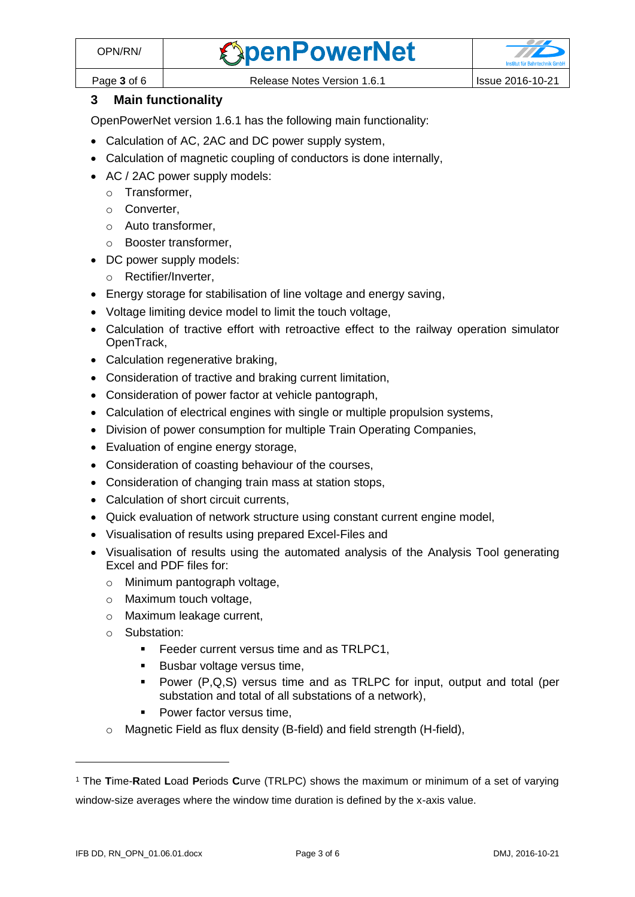## 3 Main functionality

OpenPowerNet version 1.6.1 has the following main functionality:

- Calculation of AC, 2AC and DC power supply system,
- Calculation of magnetic coupling of conductors is done internally,
- AC / 2AC power supply models:
  - Transformer,
  - Converter,
  - Auto transformer,
  - Booster transformer,
- DC power supply models:
  - Rectifier/Inverter,
- Energy storage for stabilisation of line voltage and energy saving,
- Voltage limiting device model to limit the touch voltage,
- Calculation of tractive effort with retroactive effect to the railway operation simulator OpenTrack,
- Calculation regenerative braking,
- Consideration of tractive and braking current limitation,
- Consideration of power factor at vehicle pantograph,
- Calculation of electrical engines with single or multiple propulsion systems,
- Division of power consumption for multiple Train Operating Companies,
- Evaluation of engine energy storage,
- Consideration of coasting behaviour of the courses,
- Consideration of changing train mass at station stops,
- Calculation of short circuit currents,
- Quick evaluation of network structure using constant current engine model,
- Visualisation of results using prepared Excel-Files and
- Visualisation of results using the automated analysis of the Analysis Tool generating Excel and PDF files for:
  - Minimum pantograph voltage,
  - Maximum touch voltage,
  - Maximum leakage current,
  - Substation:
    - Feeder current versus time and as TRLPC[1],
    - Busbar voltage versus time,
    - Power (P,Q,S) versus time and as TRLPC for input, output and total (per substation and total of all substations of a network),
    - Power factor versus time,
  - Magnetic Field as flux density (B-field) and field strength (H-field),

[1] The **T**ime-**R**ated **L**oad **P**eriods **C**urve (TRLPC) shows the maximum or minimum of a set of varying window-size averages where the window time duration is defined by the x-axis value.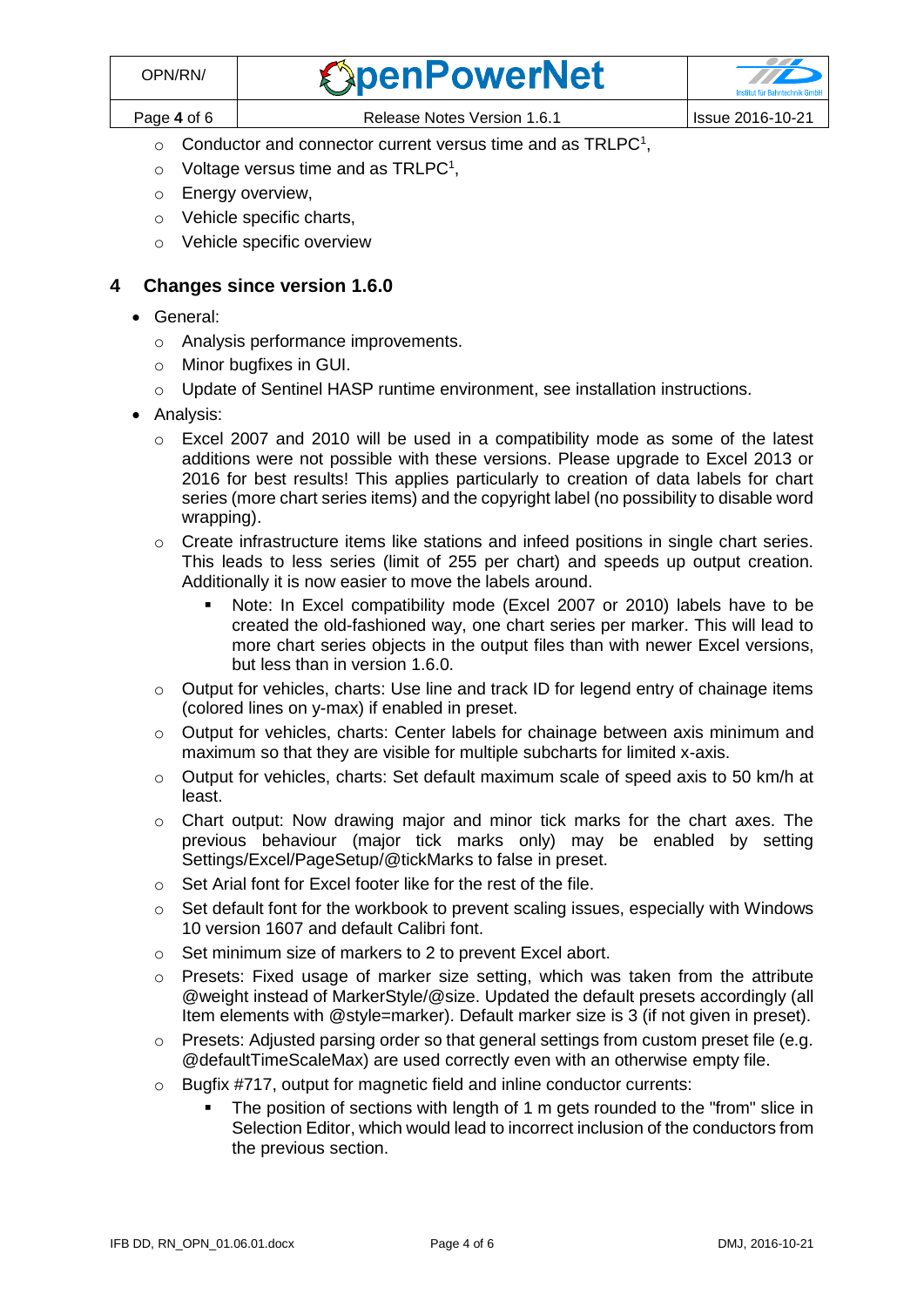- Conductor and connector current versus time and as TRLPC[1],
    - Voltage versus time and as TRLPC[1],
    - Energy overview,
    - Vehicle specific charts,
    - Vehicle specific overview

## 4 Changes since version 1.6.0

- General:
    - Analysis performance improvements.
    - Minor bugfixes in GUI.
    - Update of Sentinel HASP runtime environment, see installation instructions.
- Analysis:
    - Excel 2007 and 2010 will be used in a compatibility mode as some of the latest additions were not possible with these versions. Please upgrade to Excel 2013 or 2016 for best results! This applies particularly to creation of data labels for chart series (more chart series items) and the copyright label (no possibility to disable word wrapping).
    - Create infrastructure items like stations and infeed positions in single chart series. This leads to less series (limit of 255 per chart) and speeds up output creation. Additionally it is now easier to move the labels around.
        - Note: In Excel compatibility mode (Excel 2007 or 2010) labels have to be created the old-fashioned way, one chart series per marker. This will lead to more chart series objects in the output files than with newer Excel versions, but less than in version 1.6.0.
    - Output for vehicles, charts: Use line and track ID for legend entry of chainage items (colored lines on y-max) if enabled in preset.
    - Output for vehicles, charts: Center labels for chainage between axis minimum and maximum so that they are visible for multiple subcharts for limited x-axis.
    - Output for vehicles, charts: Set default maximum scale of speed axis to 50 km/h at least.
    - Chart output: Now drawing major and minor tick marks for the chart axes. The previous behaviour (major tick marks only) may be enabled by setting Settings/Excel/PageSetup/@tickMarks to false in preset.
    - Set Arial font for Excel footer like for the rest of the file.
    - Set default font for the workbook to prevent scaling issues, especially with Windows 10 version 1607 and default Calibri font.
    - Set minimum size of markers to 2 to prevent Excel abort.
    - Presets: Fixed usage of marker size setting, which was taken from the attribute @weight instead of MarkerStyle/@size. Updated the default presets accordingly (all Item elements with @style=marker). Default marker size is 3 (if not given in preset).
    - Presets: Adjusted parsing order so that general settings from custom preset file (e.g. @defaultTimeScaleMax) are used correctly even with an otherwise empty file.
    - Bugfix #717, output for magnetic field and inline conductor currents:
        - The position of sections with length of 1 m gets rounded to the "from" slice in Selection Editor, which would lead to incorrect inclusion of the conductors from the previous section.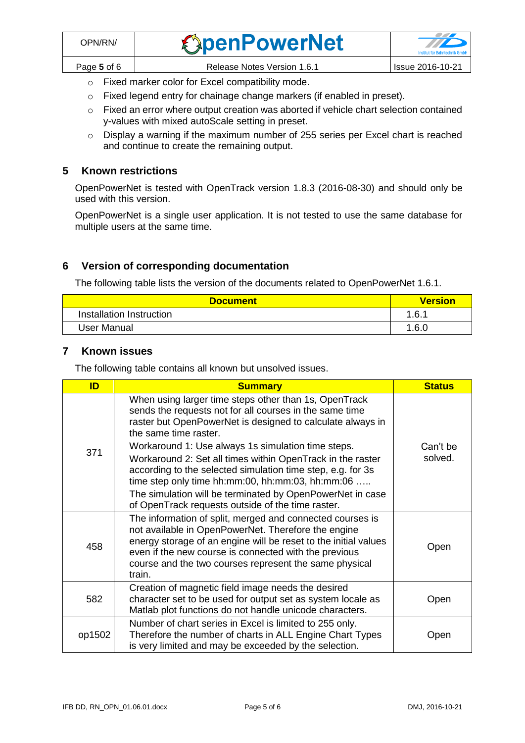- Fixed marker color for Excel compatibility mode.
- Fixed legend entry for chainage change markers (if enabled in preset).
- Fixed an error where output creation was aborted if vehicle chart selection contained y-values with mixed autoScale setting in preset.
- Display a warning if the maximum number of 255 series per Excel chart is reached and continue to create the remaining output.

## 5 Known restrictions

OpenPowerNet is tested with OpenTrack version 1.8.3 (2016-08-30) and should only be used with this version.

OpenPowerNet is a single user application. It is not tested to use the same database for multiple users at the same time.

## 6 Version of corresponding documentation

The following table lists the version of the documents related to OpenPowerNet 1.6.1.

| Document | Version |
|---|---|
| Installation Instruction | 1.6.1 |
| User Manual | 1.6.0 |

## 7 Known issues

The following table contains all known but unsolved issues.

| ID | Summary | Status |
|---|---|---|
| 371 | When using larger time steps other than 1s, OpenTrack sends the requests not for all courses in the same time raster but OpenPowerNet is designed to calculate always in the same time raster.<br>Workaround 1: Use always 1s simulation time steps.<br>Workaround 2: Set all times within OpenTrack in the raster according to the selected simulation time step, e.g. for 3s time step only time hh:mm:00, hh:mm:03, hh:mm:06 …..<br>The simulation will be terminated by OpenPowerNet in case of OpenTrack requests outside of the time raster. | Can't be solved. |
| 458 | The information of split, merged and connected courses is not available in OpenPowerNet. Therefore the engine energy storage of an engine will be reset to the initial values even if the new course is connected with the previous course and the two courses represent the same physical train. | Open |
| 582 | Creation of magnetic field image needs the desired character set to be used for output set as system locale as Matlab plot functions do not handle unicode characters. | Open |
| op1502 | Number of chart series in Excel is limited to 255 only. Therefore the number of charts in ALL Engine Chart Types is very limited and may be exceeded by the selection. | Open |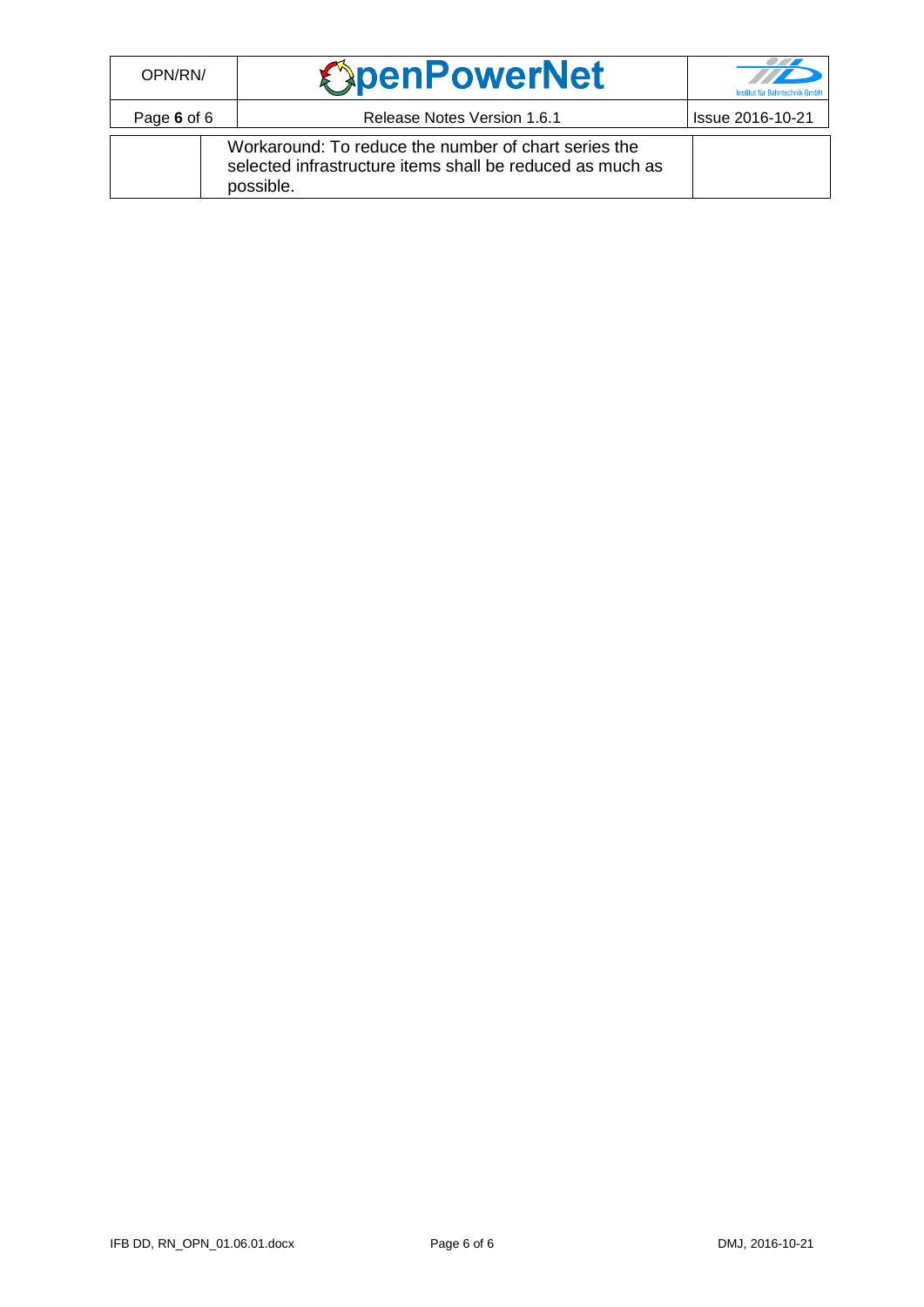| | | |
|---|---|---|
| | Workaround: To reduce the number of chart series the selected infrastructure items shall be reduced as much as possible. | |